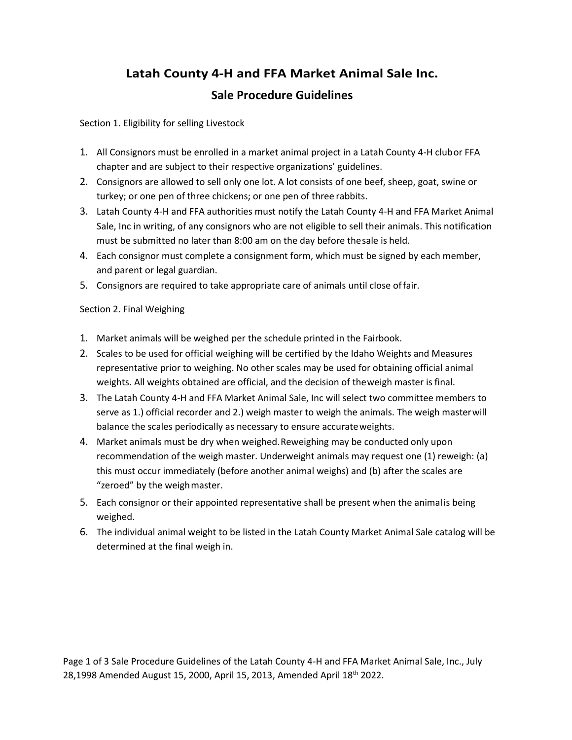# Latah County 4-H and FFA Market Animal Sale Inc.

## Sale Procedure Guidelines

Section 1. Eligibility for selling Livestock

1. All Consignors must be enrolled in a market animal project in a Latah County 4-H club or FFA chapter and are subject to their respective organizations' guidelines.
2. Consignors are allowed to sell only one lot. A lot consists of one beef, sheep, goat, swine or turkey; or one pen of three chickens; or one pen of three rabbits.
3. Latah County 4-H and FFA authorities must notify the Latah County 4-H and FFA Market Animal Sale, Inc in writing, of any consignors who are not eligible to sell their animals. This notification must be submitted no later than 8:00 am on the day before the sale is held.
4. Each consignor must complete a consignment form, which must be signed by each member, and parent or legal guardian.
5. Consignors are required to take appropriate care of animals until close of fair.

Section 2. Final Weighing

1. Market animals will be weighed per the schedule printed in the Fairbook.
2. Scales to be used for official weighing will be certified by the Idaho Weights and Measures representative prior to weighing. No other scales may be used for obtaining official animal weights. All weights obtained are official, and the decision of the weigh master is final.
3. The Latah County 4-H and FFA Market Animal Sale, Inc will select two committee members to serve as 1.) official recorder and 2.) weigh master to weigh the animals. The weigh master will balance the scales periodically as necessary to ensure accurate weights.
4. Market animals must be dry when weighed. Reweighing may be conducted only upon recommendation of the weigh master. Underweight animals may request one (1) reweigh: (a) this must occur immediately (before another animal weighs) and (b) after the scales are "zeroed" by the weigh master.
5. Each consignor or their appointed representative shall be present when the animal is being weighed.
6. The individual animal weight to be listed in the Latah County Market Animal Sale catalog will be determined at the final weigh in.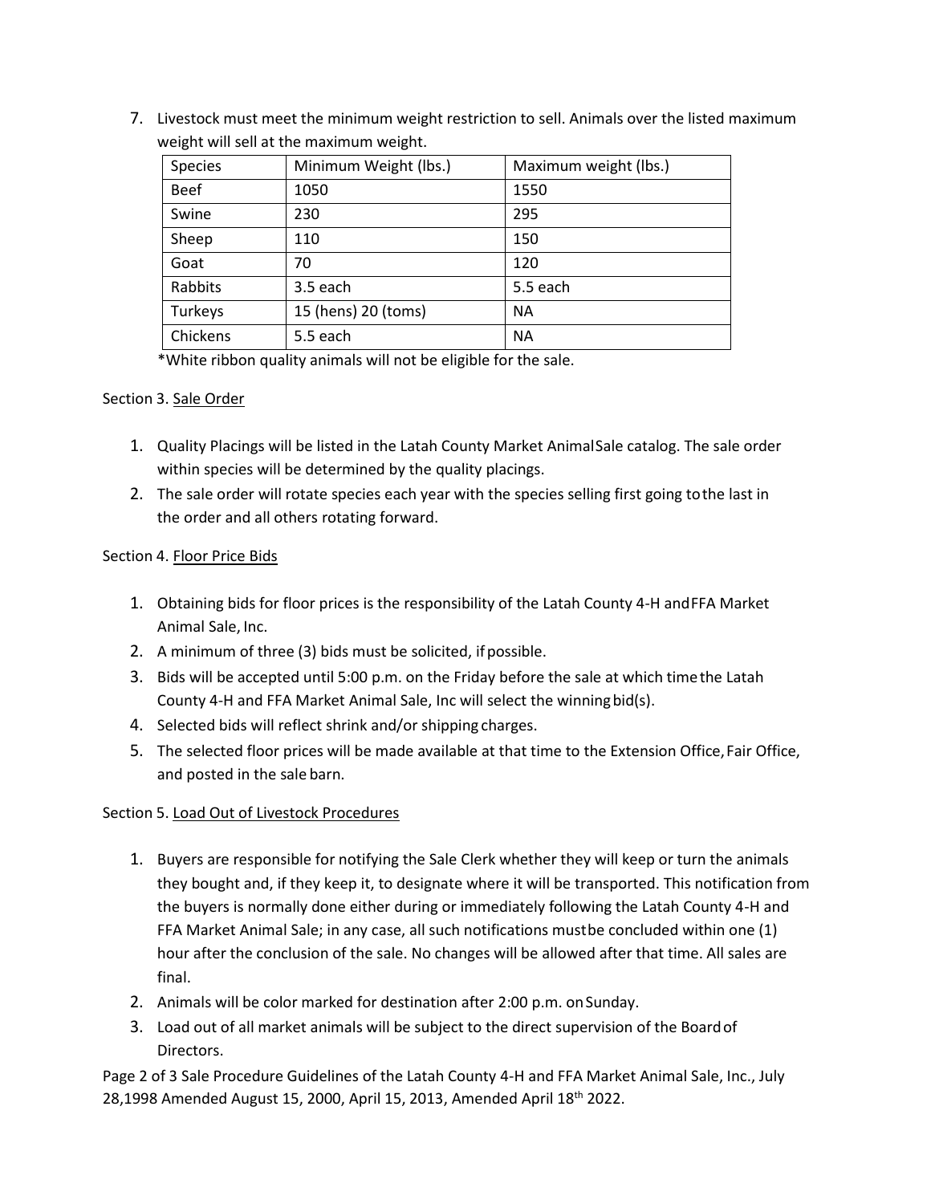7. Livestock must meet the minimum weight restriction to sell. Animals over the listed maximum weight will sell at the maximum weight.

| Species | Minimum Weight (lbs.) | Maximum weight (lbs.) |
|---|---|---|
| Beef | 1050 | 1550 |
| Swine | 230 | 295 |
| Sheep | 110 | 150 |
| Goat | 70 | 120 |
| Rabbits | 3.5 each | 5.5 each |
| Turkeys | 15 (hens) 20 (toms) | NA |
| Chickens | 5.5 each | NA |

*White ribbon quality animals will not be eligible for the sale.

Section 3. <u>Sale Order</u>

1. Quality Placings will be listed in the Latah County Market Animal Sale catalog. The sale order within species will be determined by the quality placings.
2. The sale order will rotate species each year with the species selling first going to the last in the order and all others rotating forward.

Section 4. <u>Floor Price Bids</u>

1. Obtaining bids for floor prices is the responsibility of the Latah County 4-H and FFA Market Animal Sale, Inc.
2. A minimum of three (3) bids must be solicited, if possible.
3. Bids will be accepted until 5:00 p.m. on the Friday before the sale at which time the Latah County 4-H and FFA Market Animal Sale, Inc will select the winning bid(s).
4. Selected bids will reflect shrink and/or shipping charges.
5. The selected floor prices will be made available at that time to the Extension Office, Fair Office, and posted in the sale barn.

Section 5. <u>Load Out of Livestock Procedures</u>

1. Buyers are responsible for notifying the Sale Clerk whether they will keep or turn the animals they bought and, if they keep it, to designate where it will be transported. This notification from the buyers is normally done either during or immediately following the Latah County 4-H and FFA Market Animal Sale; in any case, all such notifications must be concluded within one (1) hour after the conclusion of the sale. No changes will be allowed after that time. All sales are final.
2. Animals will be color marked for destination after 2:00 p.m. on Sunday.
3. Load out of all market animals will be subject to the direct supervision of the Board of Directors.